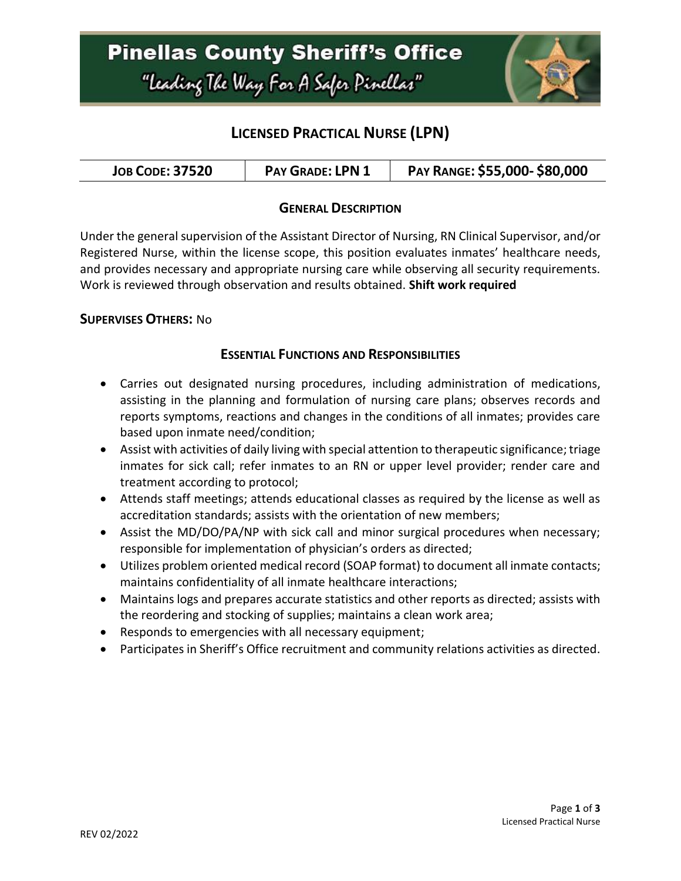# Pinellas County Sheriff's Office

"Leading The Way For A Safer Pinellas"

## Licensed Practical Nurse (LPN)

| Job Code: 37520 | Pay Grade: LPN 1 | Pay Range: $55,000- $80,000 |
|---|---|---|

### General Description

Under the general supervision of the Assistant Director of Nursing, RN Clinical Supervisor, and/or Registered Nurse, within the license scope, this position evaluates inmates' healthcare needs, and provides necessary and appropriate nursing care while observing all security requirements. Work is reviewed through observation and results obtained. **Shift work required**

**Supervises Others:** No

### Essential Functions and Responsibilities

- Carries out designated nursing procedures, including administration of medications, assisting in the planning and formulation of nursing care plans; observes records and reports symptoms, reactions and changes in the conditions of all inmates; provides care based upon inmate need/condition;
- Assist with activities of daily living with special attention to therapeutic significance; triage inmates for sick call; refer inmates to an RN or upper level provider; render care and treatment according to protocol;
- Attends staff meetings; attends educational classes as required by the license as well as accreditation standards; assists with the orientation of new members;
- Assist the MD/DO/PA/NP with sick call and minor surgical procedures when necessary; responsible for implementation of physician's orders as directed;
- Utilizes problem oriented medical record (SOAP format) to document all inmate contacts; maintains confidentiality of all inmate healthcare interactions;
- Maintains logs and prepares accurate statistics and other reports as directed; assists with the reordering and stocking of supplies; maintains a clean work area;
- Responds to emergencies with all necessary equipment;
- Participates in Sheriff's Office recruitment and community relations activities as directed.

REV 02/2022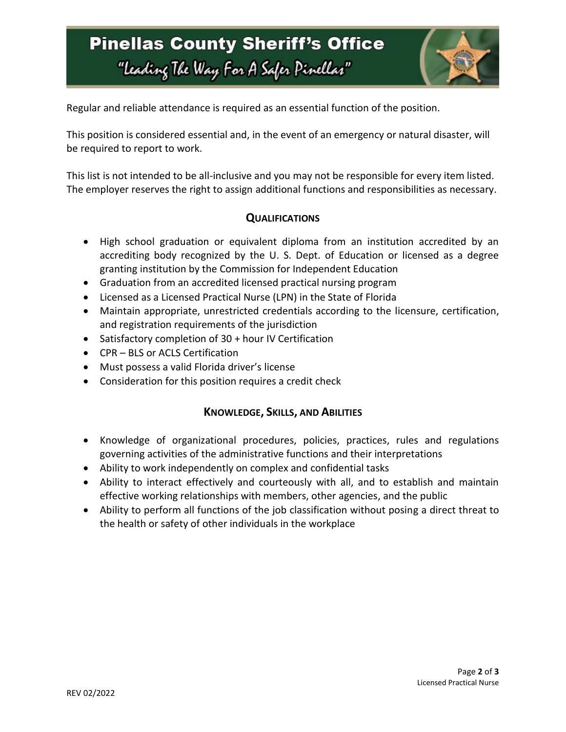Regular and reliable attendance is required as an essential function of the position.

This position is considered essential and, in the event of an emergency or natural disaster, will be required to report to work.

This list is not intended to be all-inclusive and you may not be responsible for every item listed. The employer reserves the right to assign additional functions and responsibilities as necessary.

## QUALIFICATIONS

- High school graduation or equivalent diploma from an institution accredited by an accrediting body recognized by the U. S. Dept. of Education or licensed as a degree granting institution by the Commission for Independent Education
- Graduation from an accredited licensed practical nursing program
- Licensed as a Licensed Practical Nurse (LPN) in the State of Florida
- Maintain appropriate, unrestricted credentials according to the licensure, certification, and registration requirements of the jurisdiction
- Satisfactory completion of 30 + hour IV Certification
- CPR – BLS or ACLS Certification
- Must possess a valid Florida driver's license
- Consideration for this position requires a credit check

## KNOWLEDGE, SKILLS, AND ABILITIES

- Knowledge of organizational procedures, policies, practices, rules and regulations governing activities of the administrative functions and their interpretations
- Ability to work independently on complex and confidential tasks
- Ability to interact effectively and courteously with all, and to establish and maintain effective working relationships with members, other agencies, and the public
- Ability to perform all functions of the job classification without posing a direct threat to the health or safety of other individuals in the workplace

REV 02/2022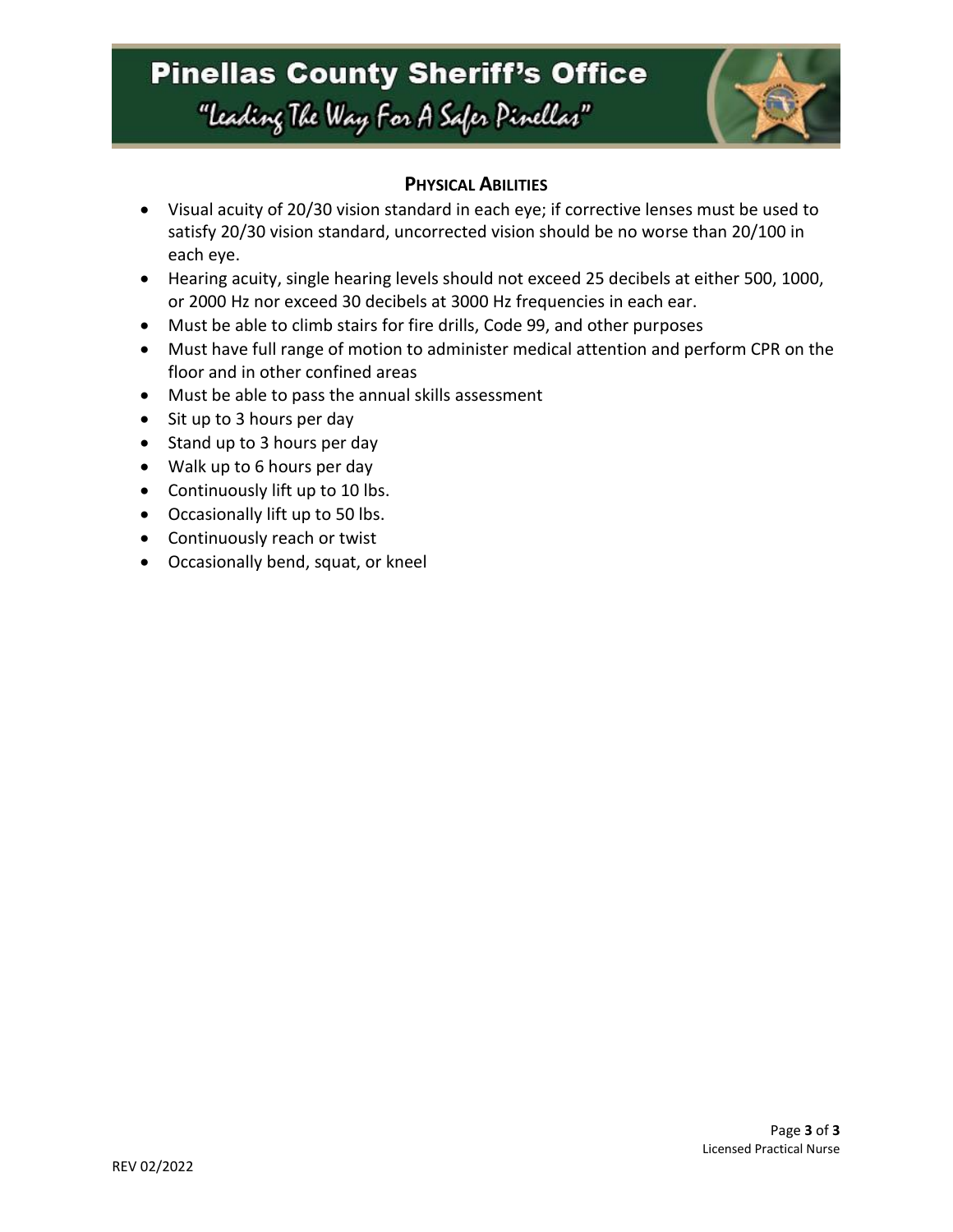## Physical Abilities

- Visual acuity of 20/30 vision standard in each eye; if corrective lenses must be used to satisfy 20/30 vision standard, uncorrected vision should be no worse than 20/100 in each eye.
- Hearing acuity, single hearing levels should not exceed 25 decibels at either 500, 1000, or 2000 Hz nor exceed 30 decibels at 3000 Hz frequencies in each ear.
- Must be able to climb stairs for fire drills, Code 99, and other purposes
- Must have full range of motion to administer medical attention and perform CPR on the floor and in other confined areas
- Must be able to pass the annual skills assessment
- Sit up to 3 hours per day
- Stand up to 3 hours per day
- Walk up to 6 hours per day
- Continuously lift up to 10 lbs.
- Occasionally lift up to 50 lbs.
- Continuously reach or twist
- Occasionally bend, squat, or kneel